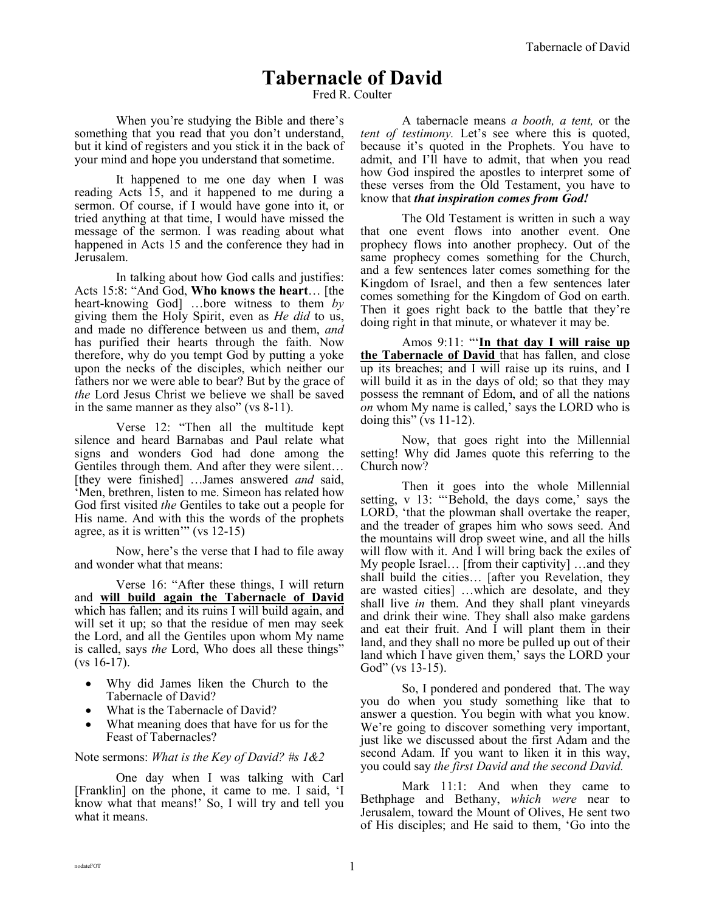# Tabernacle of David

Fred R. Coulter

When you're studying the Bible and there's something that you read that you don't understand, but it kind of registers and you stick it in the back of your mind and hope you understand that sometime.

It happened to me one day when I was reading Acts 15, and it happened to me during a sermon. Of course, if I would have gone into it, or tried anything at that time, I would have missed the message of the sermon. I was reading about what happened in Acts 15 and the conference they had in Jerusalem.

In talking about how God calls and justifies: Acts 15:8: "And God, **Who knows the heart**… [the heart-knowing God] …bore witness to them *by* giving them the Holy Spirit, even as *He did* to us, and made no difference between us and them, *and* has purified their hearts through the faith. Now therefore, why do you tempt God by putting a yoke upon the necks of the disciples, which neither our fathers nor we were able to bear? But by the grace of *the* Lord Jesus Christ we believe we shall be saved in the same manner as they also" (vs 8-11).

Verse 12: "Then all the multitude kept silence and heard Barnabas and Paul relate what signs and wonders God had done among the Gentiles through them. And after they were silent… [they were finished] …James answered *and* said, 'Men, brethren, listen to me. Simeon has related how God first visited *the* Gentiles to take out a people for His name. And with this the words of the prophets agree, as it is written'" (vs 12-15)

Now, here's the verse that I had to file away and wonder what that means:

Verse 16: "After these things, I will return and **<u>will build again the Tabernacle of David</u>** which has fallen; and its ruins I will build again, and will set it up; so that the residue of men may seek the Lord, and all the Gentiles upon whom My name is called, says *the* Lord, Who does all these things" (vs 16-17).

- Why did James liken the Church to the Tabernacle of David?
- What is the Tabernacle of David?
- What meaning does that have for us for the Feast of Tabernacles?

Note sermons: *What is the Key of David? #s 1&2*

One day when I was talking with Carl [Franklin] on the phone, it came to me. I said, 'I know what that means!' So, I will try and tell you what it means.

A tabernacle means *a booth, a tent,* or the *tent of testimony.* Let's see where this is quoted, because it's quoted in the Prophets. You have to admit, and I'll have to admit, that when you read how God inspired the apostles to interpret some of these verses from the Old Testament, you have to know that ***that inspiration comes from God!***

The Old Testament is written in such a way that one event flows into another event. One prophecy flows into another prophecy. Out of the same prophecy comes something for the Church, and a few sentences later comes something for the Kingdom of Israel, and then a few sentences later comes something for the Kingdom of God on earth. Then it goes right back to the battle that they're doing right in that minute, or whatever it may be.

Amos 9:11: "'**<u>In that day I will raise up the Tabernacle of David</u>** that has fallen, and close up its breaches; and I will raise up its ruins, and I will build it as in the days of old; so that they may possess the remnant of Edom, and of all the nations *on* whom My name is called,' says the LORD who is doing this" (vs 11-12).

Now, that goes right into the Millennial setting! Why did James quote this referring to the Church now?

Then it goes into the whole Millennial setting, v 13: "'Behold, the days come,' says the LORD, 'that the plowman shall overtake the reaper, and the treader of grapes him who sows seed. And the mountains will drop sweet wine, and all the hills will flow with it. And I will bring back the exiles of My people Israel… [from their captivity] …and they shall build the cities… [after you Revelation, they are wasted cities] …which are desolate, and they shall live *in* them. And they shall plant vineyards and drink their wine. They shall also make gardens and eat their fruit. And I will plant them in their land, and they shall no more be pulled up out of their land which I have given them,' says the LORD your God" (vs 13-15).

So, I pondered and pondered that. The way you do when you study something like that to answer a question. You begin with what you know. We're going to discover something very important, just like we discussed about the first Adam and the second Adam. If you want to liken it in this way, you could say *the first David and the second David.*

Mark 11:1: And when they came to Bethphage and Bethany, *which were* near to Jerusalem, toward the Mount of Olives, He sent two of His disciples; and He said to them, 'Go into the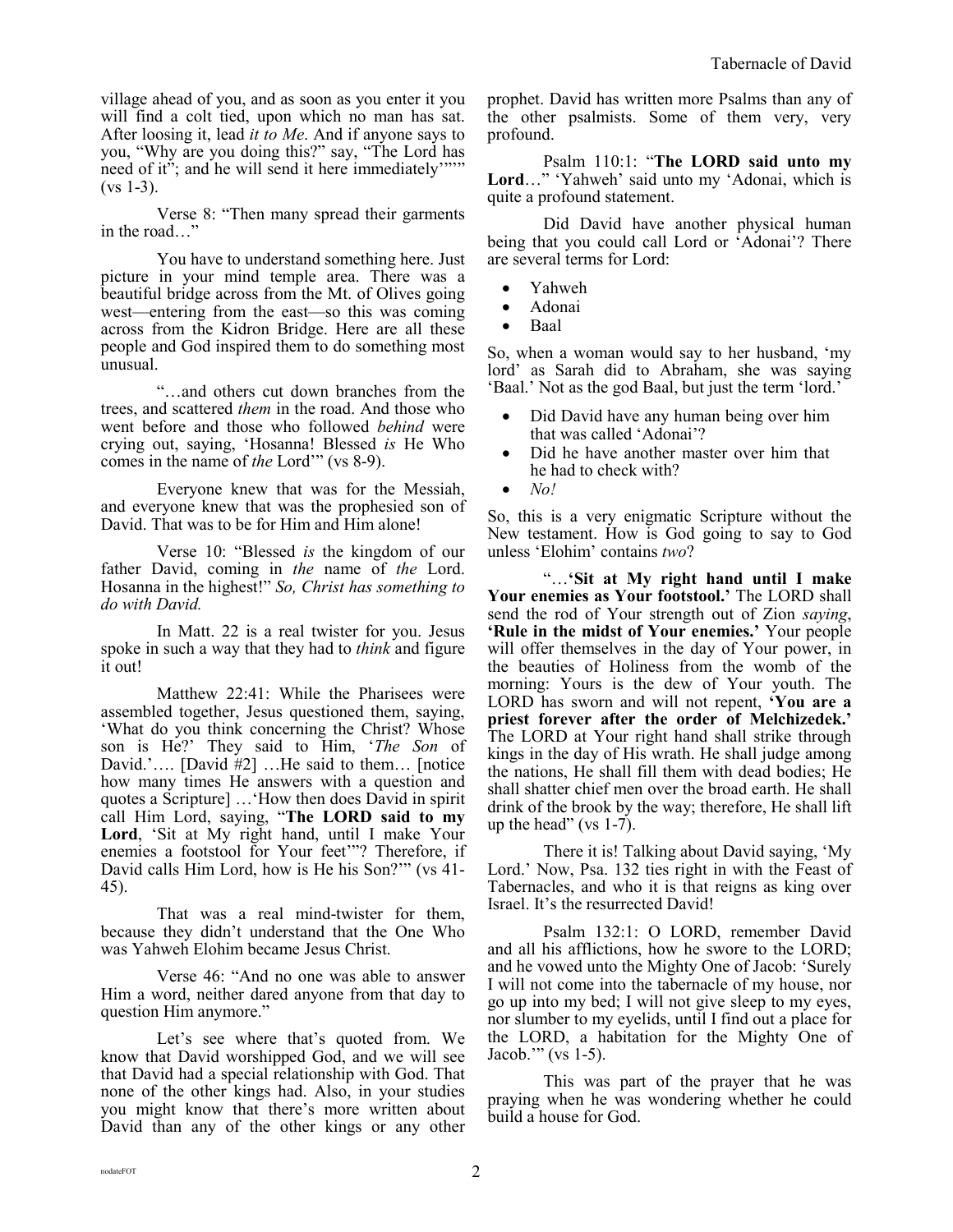village ahead of you, and as soon as you enter it you will find a colt tied, upon which no man has sat. After loosing it, lead *it to Me*. And if anyone says to you, "Why are you doing this?" say, "The Lord has need of it"; and he will send it here immediately'"'" (vs 1-3).

Verse 8: "Then many spread their garments in the road…"

You have to understand something here. Just picture in your mind temple area. There was a beautiful bridge across from the Mt. of Olives going west—entering from the east—so this was coming across from the Kidron Bridge. Here are all these people and God inspired them to do something most unusual.

"…and others cut down branches from the trees, and scattered *them* in the road. And those who went before and those who followed *behind* were crying out, saying, 'Hosanna! Blessed *is* He Who comes in the name of *the* Lord'" (vs 8-9).

Everyone knew that was for the Messiah, and everyone knew that was the prophesied son of David. That was to be for Him and Him alone!

Verse 10: "Blessed *is* the kingdom of our father David, coming in *the* name of *the* Lord. Hosanna in the highest!" *So, Christ has something to do with David.*

In Matt. 22 is a real twister for you. Jesus spoke in such a way that they had to *think* and figure it out!

Matthew 22:41: While the Pharisees were assembled together, Jesus questioned them, saying, 'What do you think concerning the Christ? Whose son is He?' They said to Him, '*The Son* of David.'…. [David #2] …He said to them… [notice how many times He answers with a question and quotes a Scripture] …'How then does David in spirit call Him Lord, saying, "**The LORD said to my Lord**, 'Sit at My right hand, until I make Your enemies a footstool for Your feet'"? Therefore, if David calls Him Lord, how is He his Son?'" (vs 41-45).

That was a real mind-twister for them, because they didn't understand that the One Who was Yahweh Elohim became Jesus Christ.

Verse 46: "And no one was able to answer Him a word, neither dared anyone from that day to question Him anymore."

Let's see where that's quoted from. We know that David worshipped God, and we will see that David had a special relationship with God. That none of the other kings had. Also, in your studies you might know that there's more written about David than any of the other kings or any other prophet. David has written more Psalms than any of the other psalmists. Some of them very, very profound.

Psalm 110:1: "**The LORD said unto my Lord**…" 'Yahweh' said unto my 'Adonai, which is quite a profound statement.

Did David have another physical human being that you could call Lord or 'Adonai'? There are several terms for Lord:

- Yahweh
- Adonai
- Baal

So, when a woman would say to her husband, 'my lord' as Sarah did to Abraham, she was saying 'Baal.' Not as the god Baal, but just the term 'lord.'

- Did David have any human being over him that was called 'Adonai'?
- Did he have another master over him that he had to check with?
- *No!*

So, this is a very enigmatic Scripture without the New testament. How is God going to say to God unless 'Elohim' contains *two*?

"…**'Sit at My right hand until I make Your enemies as Your footstool.'** The LORD shall send the rod of Your strength out of Zion *saying*, **'Rule in the midst of Your enemies.'** Your people will offer themselves in the day of Your power, in the beauties of Holiness from the womb of the morning: Yours is the dew of Your youth. The LORD has sworn and will not repent, **'You are a priest forever after the order of Melchizedek.'** The LORD at Your right hand shall strike through kings in the day of His wrath. He shall judge among the nations, He shall fill them with dead bodies; He shall shatter chief men over the broad earth. He shall drink of the brook by the way; therefore, He shall lift up the head" (vs 1-7).

There it is! Talking about David saying, 'My Lord.' Now, Psa. 132 ties right in with the Feast of Tabernacles, and who it is that reigns as king over Israel. It's the resurrected David!

Psalm 132:1: O LORD, remember David and all his afflictions, how he swore to the LORD; and he vowed unto the Mighty One of Jacob: 'Surely I will not come into the tabernacle of my house, nor go up into my bed; I will not give sleep to my eyes, nor slumber to my eyelids, until I find out a place for the LORD, a habitation for the Mighty One of Jacob.'" (vs 1-5).

This was part of the prayer that he was praying when he was wondering whether he could build a house for God.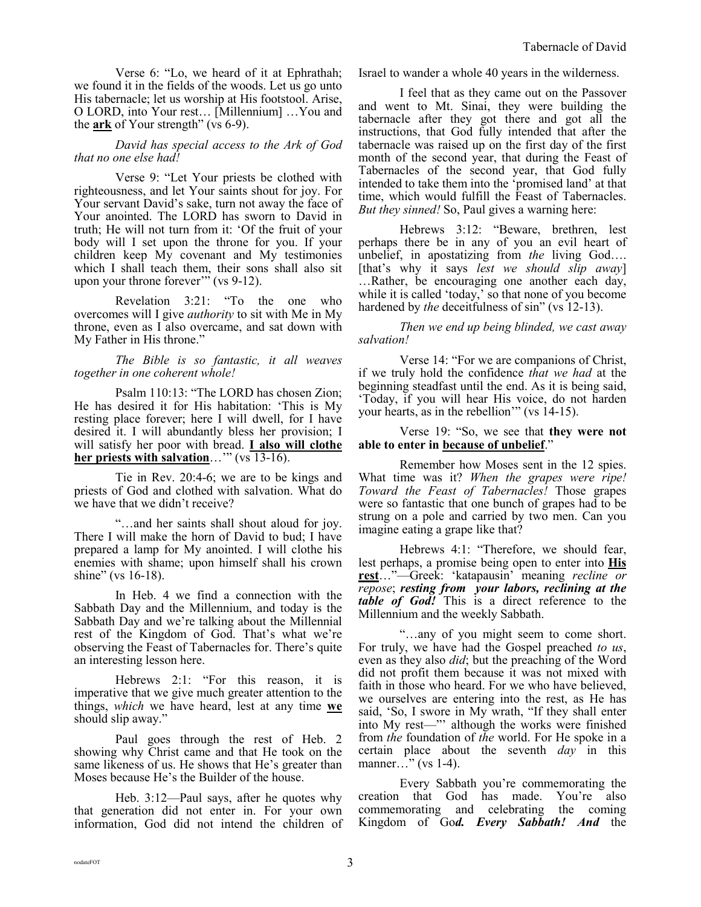Verse 6: "Lo, we heard of it at Ephrathah; we found it in the fields of the woods. Let us go unto His tabernacle; let us worship at His footstool. Arise, O LORD, into Your rest… [Millennium] …You and the **ark** of Your strength" (vs 6-9).

*David has special access to the Ark of God that no one else had!*

Verse 9: "Let Your priests be clothed with righteousness, and let Your saints shout for joy. For Your servant David's sake, turn not away the face of Your anointed. The LORD has sworn to David in truth; He will not turn from it: 'Of the fruit of your body will I set upon the throne for you. If your children keep My covenant and My testimonies which I shall teach them, their sons shall also sit upon your throne forever'" (vs 9-12).

Revelation 3:21: "To the one who overcomes will I give *authority* to sit with Me in My throne, even as I also overcame, and sat down with My Father in His throne."

*The Bible is so fantastic, it all weaves together in one coherent whole!*

Psalm 110:13: "The LORD has chosen Zion; He has desired it for His habitation: 'This is My resting place forever; here I will dwell, for I have desired it. I will abundantly bless her provision; I will satisfy her poor with bread. **I also will clothe her priests with salvation**…'" (vs 13-16).

Tie in Rev. 20:4-6; we are to be kings and priests of God and clothed with salvation. What do we have that we didn't receive?

"…and her saints shall shout aloud for joy. There I will make the horn of David to bud; I have prepared a lamp for My anointed. I will clothe his enemies with shame; upon himself shall his crown shine" (vs 16-18).

In Heb. 4 we find a connection with the Sabbath Day and the Millennium, and today is the Sabbath Day and we're talking about the Millennial rest of the Kingdom of God. That's what we're observing the Feast of Tabernacles for. There's quite an interesting lesson here.

Hebrews 2:1: "For this reason, it is imperative that we give much greater attention to the things, *which* we have heard, lest at any time **we** should slip away."

Paul goes through the rest of Heb. 2 showing why Christ came and that He took on the same likeness of us. He shows that He's greater than Moses because He's the Builder of the house.

Heb. 3:12—Paul says, after he quotes why that generation did not enter in. For your own information, God did not intend the children of Israel to wander a whole 40 years in the wilderness.

I feel that as they came out on the Passover and went to Mt. Sinai, they were building the tabernacle after they got there and got all the instructions, that God fully intended that after the tabernacle was raised up on the first day of the first month of the second year, that during the Feast of Tabernacles of the second year, that God fully intended to take them into the 'promised land' at that time, which would fulfill the Feast of Tabernacles. *But they sinned!* So, Paul gives a warning here:

Hebrews 3:12: "Beware, brethren, lest perhaps there be in any of you an evil heart of unbelief, in apostatizing from *the* living God…. [that's why it says *lest we should slip away*] …Rather, be encouraging one another each day, while it is called 'today,' so that none of you become hardened by *the* deceitfulness of sin" (vs 12-13).

*Then we end up being blinded, we cast away salvation!*

Verse 14: "For we are companions of Christ, if we truly hold the confidence *that we had* at the beginning steadfast until the end. As it is being said, 'Today, if you will hear His voice, do not harden your hearts, as in the rebellion'" (vs 14-15).

Verse 19: "So, we see that **they were not able to enter in because of unbelief**."

Remember how Moses sent in the 12 spies. What time was it? *When the grapes were ripe! Toward the Feast of Tabernacles!* Those grapes were so fantastic that one bunch of grapes had to be strung on a pole and carried by two men. Can you imagine eating a grape like that?

Hebrews 4:1: "Therefore, we should fear, lest perhaps, a promise being open to enter into **His rest**…"—Greek: 'katapausin' meaning *recline or repose*; ***resting from your labors, reclining at the table of God!*** This is a direct reference to the Millennium and the weekly Sabbath.

"…any of you might seem to come short. For truly, we have had the Gospel preached *to us*, even as they also *did*; but the preaching of the Word did not profit them because it was not mixed with faith in those who heard. For we who have believed, we ourselves are entering into the rest, as He has said, 'So, I swore in My wrath, "If they shall enter into My rest—"' although the works were finished from *the* foundation of *the* world. For He spoke in a certain place about the seventh *day* in this manner…" (vs 1-4).

Every Sabbath you're commemorating the creation that God has made. You're also commemorating and celebrating the coming Kingdom of Go***d. Every Sabbath! And*** the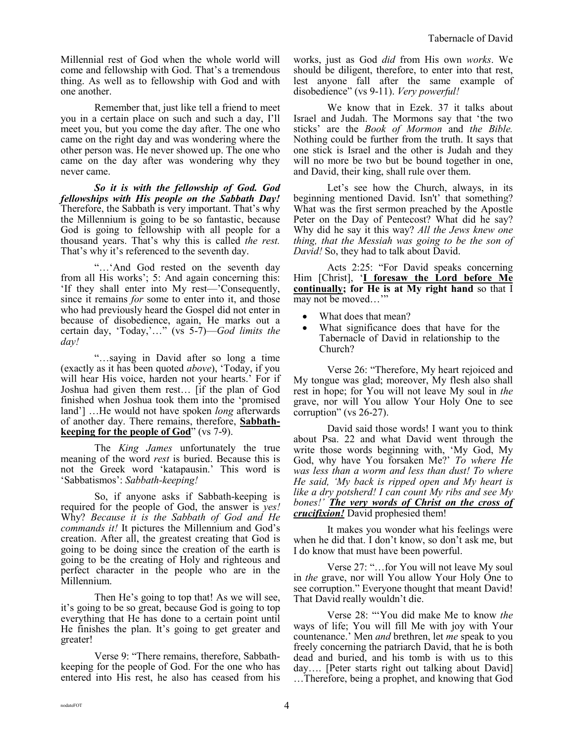Millennial rest of God when the whole world will come and fellowship with God. That's a tremendous thing. As well as to fellowship with God and with one another.

Remember that, just like tell a friend to meet you in a certain place on such and such a day, I'll meet you, but you come the day after. The one who came on the right day and was wondering where the other person was. He never showed up. The one who came on the day after was wondering why they never came.

***So it is with the fellowship of God. God fellowships with His people on the Sabbath Day!*** Therefore, the Sabbath is very important. That's why the Millennium is going to be so fantastic, because God is going to fellowship with all people for a thousand years. That's why this is called *the rest.* That's why it's referenced to the seventh day.

"…'And God rested on the seventh day from all His works'; 5: And again concerning this: 'If they shall enter into My rest—'Consequently, since it remains *for* some to enter into it, and those who had previously heard the Gospel did not enter in because of disobedience, again, He marks out a certain day, 'Today,'…" (vs 5-7)—*God limits the day!*

"…saying in David after so long a time (exactly as it has been quoted *above*), 'Today, if you will hear His voice, harden not your hearts.' For if Joshua had given them rest… [if the plan of God finished when Joshua took them into the 'promised land'] …He would not have spoken *long* afterwards of another day. There remains, therefore, **Sabbath-keeping for the people of God**" (vs 7-9).

The *King James* unfortunately the true meaning of the word *rest* is buried. Because this is not the Greek word 'katapausin.' This word is 'Sabbatismos': *Sabbath-keeping!*

So, if anyone asks if Sabbath-keeping is required for the people of God, the answer is *yes!* Why? *Because it is the Sabbath of God and He commands it!* It pictures the Millennium and God's creation. After all, the greatest creating that God is going to be doing since the creation of the earth is going to be the creating of Holy and righteous and perfect character in the people who are in the Millennium.

Then He's going to top that! As we will see, it's going to be so great, because God is going to top everything that He has done to a certain point until He finishes the plan. It's going to get greater and greater!

Verse 9: "There remains, therefore, Sabbath-keeping for the people of God. For the one who has entered into His rest, he also has ceased from his works, just as God *did* from His own *works*. We should be diligent, therefore, to enter into that rest, lest anyone fall after the same example of disobedience" (vs 9-11). *Very powerful!*

We know that in Ezek. 37 it talks about Israel and Judah. The Mormons say that 'the two sticks' are the *Book of Mormon* and *the Bible.* Nothing could be further from the truth. It says that one stick is Israel and the other is Judah and they will no more be two but be bound together in one, and David, their king, shall rule over them.

Let's see how the Church, always, in its beginning mentioned David. Isn't' that something? What was the first sermon preached by the Apostle Peter on the Day of Pentecost? What did he say? Why did he say it this way? *All the Jews knew one thing, that the Messiah was going to be the son of David!* So, they had to talk about David.

Acts 2:25: "For David speaks concerning Him [Christ], '**I foresaw the Lord before Me continually; for He is at My right hand** so that I may not be moved…'"

- What does that mean?
- What significance does that have for the Tabernacle of David in relationship to the Church?

Verse 26: "Therefore, My heart rejoiced and My tongue was glad; moreover, My flesh also shall rest in hope; for You will not leave My soul in *the* grave, nor will You allow Your Holy One to see corruption" (vs 26-27).

David said those words! I want you to think about Psa. 22 and what David went through the write those words beginning with, 'My God, My God, why have You forsaken Me?' *To where He was less than a worm and less than dust! To where He said, 'My back is ripped open and My heart is like a dry potsherd! I can count My ribs and see My bones!'* ***The very words of Christ on the cross of crucifixion!*** David prophesied them!

It makes you wonder what his feelings were when he did that. I don't know, so don't ask me, but I do know that must have been powerful.

Verse 27: "…for You will not leave My soul in *the* grave, nor will You allow Your Holy One to see corruption." Everyone thought that meant David! That David really wouldn't die.

Verse 28: "'You did make Me to know *the* ways of life; You will fill Me with joy with Your countenance.' Men *and* brethren, let *me* speak to you freely concerning the patriarch David, that he is both dead and buried, and his tomb is with us to this day…. [Peter starts right out talking about David] …Therefore, being a prophet, and knowing that God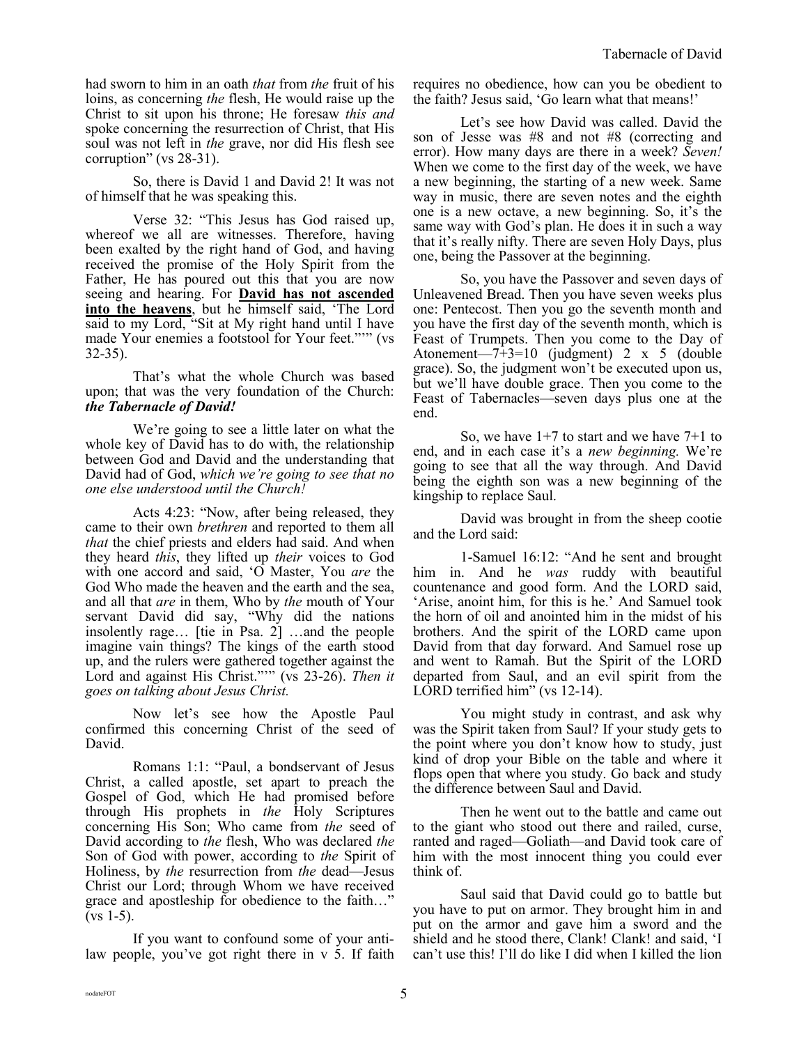had sworn to him in an oath *that* from *the* fruit of his loins, as concerning *the* flesh, He would raise up the Christ to sit upon his throne; He foresaw *this and* spoke concerning the resurrection of Christ, that His soul was not left in *the* grave, nor did His flesh see corruption" (vs 28-31).

So, there is David 1 and David 2! It was not of himself that he was speaking this.

Verse 32: "This Jesus has God raised up, whereof we all are witnesses. Therefore, having been exalted by the right hand of God, and having received the promise of the Holy Spirit from the Father, He has poured out this that you are now seeing and hearing. For **David has not ascended into the heavens**, but he himself said, 'The Lord said to my Lord, "Sit at My right hand until I have made Your enemies a footstool for Your feet."'" (vs 32-35).

That's what the whole Church was based upon; that was the very foundation of the Church: ***the Tabernacle of David!***

We're going to see a little later on what the whole key of David has to do with, the relationship between God and David and the understanding that David had of God, *which we're going to see that no one else understood until the Church!*

Acts 4:23: "Now, after being released, they came to their own *brethren* and reported to them all *that* the chief priests and elders had said. And when they heard *this*, they lifted up *their* voices to God with one accord and said, 'O Master, You *are* the God Who made the heaven and the earth and the sea, and all that *are* in them, Who by *the* mouth of Your servant David did say, "Why did the nations insolently rage… [tie in Psa. 2] …and the people imagine vain things? The kings of the earth stood up, and the rulers were gathered together against the Lord and against His Christ."'" (vs 23-26). *Then it goes on talking about Jesus Christ.*

Now let's see how the Apostle Paul confirmed this concerning Christ of the seed of David.

Romans 1:1: "Paul, a bondservant of Jesus Christ, a called apostle, set apart to preach the Gospel of God, which He had promised before through His prophets in *the* Holy Scriptures concerning His Son; Who came from *the* seed of David according to *the* flesh, Who was declared *the* Son of God with power, according to *the* Spirit of Holiness, by *the* resurrection from *the* dead—Jesus Christ our Lord; through Whom we have received grace and apostleship for obedience to the faith…" (vs 1-5).

If you want to confound some of your anti-law people, you've got right there in v 5. If faith requires no obedience, how can you be obedient to the faith? Jesus said, 'Go learn what that means!'

Let's see how David was called. David the son of Jesse was #8 and not #8 (correcting and error). How many days are there in a week? *Seven!* When we come to the first day of the week, we have a new beginning, the starting of a new week. Same way in music, there are seven notes and the eighth one is a new octave, a new beginning. So, it's the same way with God's plan. He does it in such a way that it's really nifty. There are seven Holy Days, plus one, being the Passover at the beginning.

So, you have the Passover and seven days of Unleavened Bread. Then you have seven weeks plus one: Pentecost. Then you go the seventh month and you have the first day of the seventh month, which is Feast of Trumpets. Then you come to the Day of Atonement—7+3=10 (judgment) 2 x 5 (double grace). So, the judgment won't be executed upon us, but we'll have double grace. Then you come to the Feast of Tabernacles—seven days plus one at the end.

So, we have 1+7 to start and we have 7+1 to end, and in each case it's a *new beginning.* We're going to see that all the way through. And David being the eighth son was a new beginning of the kingship to replace Saul.

David was brought in from the sheep cootie and the Lord said:

1-Samuel 16:12: "And he sent and brought him in. And he *was* ruddy with beautiful countenance and good form. And the LORD said, 'Arise, anoint him, for this is he.' And Samuel took the horn of oil and anointed him in the midst of his brothers. And the spirit of the LORD came upon David from that day forward. And Samuel rose up and went to Ramah. But the Spirit of the LORD departed from Saul, and an evil spirit from the LORD terrified him" (vs 12-14).

You might study in contrast, and ask why was the Spirit taken from Saul? If your study gets to the point where you don't know how to study, just kind of drop your Bible on the table and where it flops open that where you study. Go back and study the difference between Saul and David.

Then he went out to the battle and came out to the giant who stood out there and railed, curse, ranted and raged—Goliath—and David took care of him with the most innocent thing you could ever think of.

Saul said that David could go to battle but you have to put on armor. They brought him in and put on the armor and gave him a sword and the shield and he stood there, Clank! Clank! and said, 'I can't use this! I'll do like I did when I killed the lion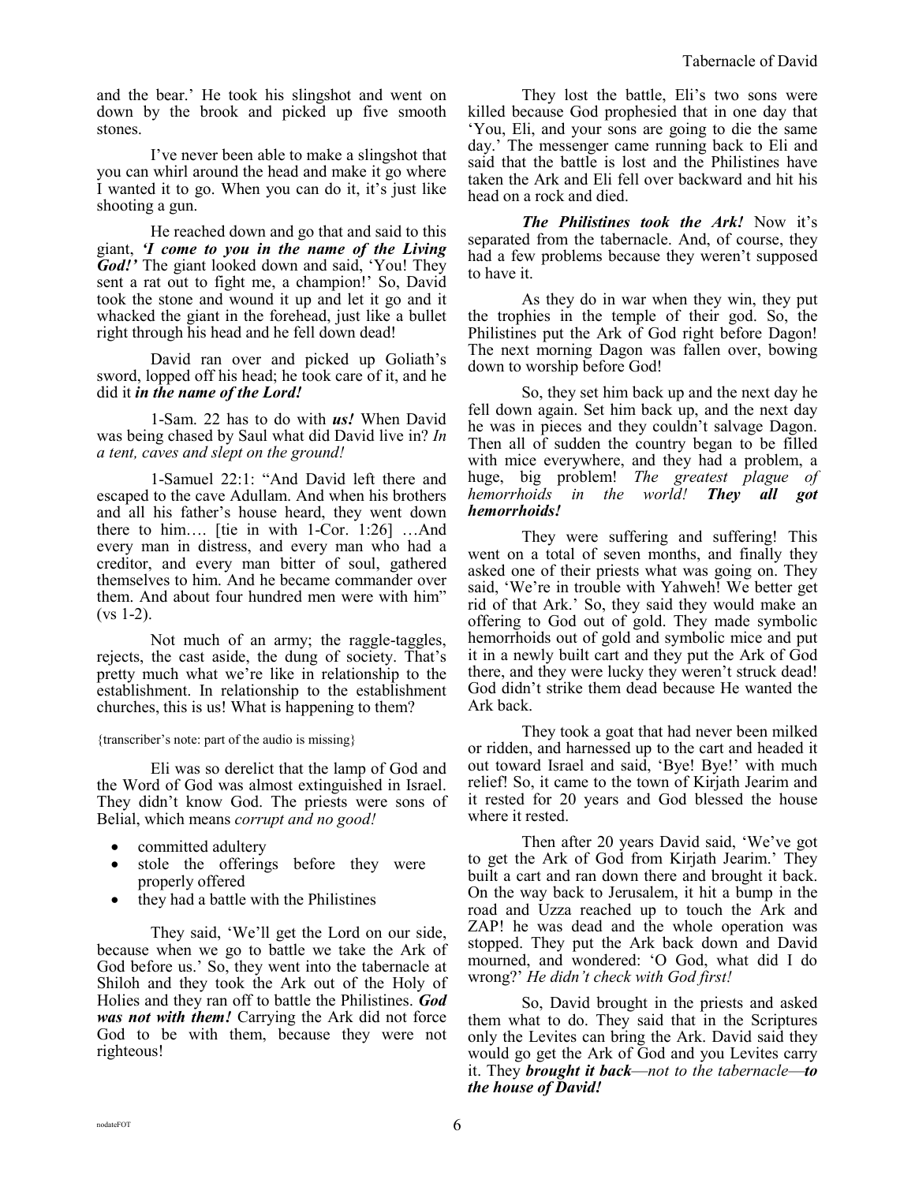and the bear.' He took his slingshot and went on down by the brook and picked up five smooth stones.

I've never been able to make a slingshot that you can whirl around the head and make it go where I wanted it to go. When you can do it, it's just like shooting a gun.

He reached down and go that and said to this giant, ***'I come to you in the name of the Living God!'*** The giant looked down and said, 'You! They sent a rat out to fight me, a champion!' So, David took the stone and wound it up and let it go and it whacked the giant in the forehead, just like a bullet right through his head and he fell down dead!

David ran over and picked up Goliath's sword, lopped off his head; he took care of it, and he did it ***in the name of the Lord!***

1-Sam. 22 has to do with ***us!*** When David was being chased by Saul what did David live in? *In a tent, caves and slept on the ground!*

1-Samuel 22:1: "And David left there and escaped to the cave Adullam. And when his brothers and all his father's house heard, they went down there to him…. [tie in with 1-Cor. 1:26] …And every man in distress, and every man who had a creditor, and every man bitter of soul, gathered themselves to him. And he became commander over them. And about four hundred men were with him" (vs 1-2).

Not much of an army; the raggle-taggles, rejects, the cast aside, the dung of society. That's pretty much what we're like in relationship to the establishment. In relationship to the establishment churches, this is us! What is happening to them?

{transcriber's note: part of the audio is missing}

Eli was so derelict that the lamp of God and the Word of God was almost extinguished in Israel. They didn't know God. The priests were sons of Belial, which means *corrupt and no good!*

- committed adultery
- stole the offerings before they were properly offered
- they had a battle with the Philistines

They said, 'We'll get the Lord on our side, because when we go to battle we take the Ark of God before us.' So, they went into the tabernacle at Shiloh and they took the Ark out of the Holy of Holies and they ran off to battle the Philistines. ***God was not with them!*** Carrying the Ark did not force God to be with them, because they were not righteous!

They lost the battle, Eli's two sons were killed because God prophesied that in one day that 'You, Eli, and your sons are going to die the same day.' The messenger came running back to Eli and said that the battle is lost and the Philistines have taken the Ark and Eli fell over backward and hit his head on a rock and died.

***The Philistines took the Ark!*** Now it's separated from the tabernacle. And, of course, they had a few problems because they weren't supposed to have it.

As they do in war when they win, they put the trophies in the temple of their god. So, the Philistines put the Ark of God right before Dagon! The next morning Dagon was fallen over, bowing down to worship before God!

So, they set him back up and the next day he fell down again. Set him back up, and the next day he was in pieces and they couldn't salvage Dagon. Then all of sudden the country began to be filled with mice everywhere, and they had a problem, a huge, big problem! *The greatest plague of hemorrhoids in the world!* ***They all got hemorrhoids!***

They were suffering and suffering! This went on a total of seven months, and finally they asked one of their priests what was going on. They said, 'We're in trouble with Yahweh! We better get rid of that Ark.' So, they said they would make an offering to God out of gold. They made symbolic hemorrhoids out of gold and symbolic mice and put it in a newly built cart and they put the Ark of God there, and they were lucky they weren't struck dead! God didn't strike them dead because He wanted the Ark back.

They took a goat that had never been milked or ridden, and harnessed up to the cart and headed it out toward Israel and said, 'Bye! Bye!' with much relief! So, it came to the town of Kirjath Jearim and it rested for 20 years and God blessed the house where it rested.

Then after 20 years David said, 'We've got to get the Ark of God from Kirjath Jearim.' They built a cart and ran down there and brought it back. On the way back to Jerusalem, it hit a bump in the road and Uzza reached up to touch the Ark and ZAP! he was dead and the whole operation was stopped. They put the Ark back down and David mourned, and wondered: 'O God, what did I do wrong?' *He didn't check with God first!*

So, David brought in the priests and asked them what to do. They said that in the Scriptures only the Levites can bring the Ark. David said they would go get the Ark of God and you Levites carry it. They ***brought it back****—not to the tabernacle—****to the house of David!***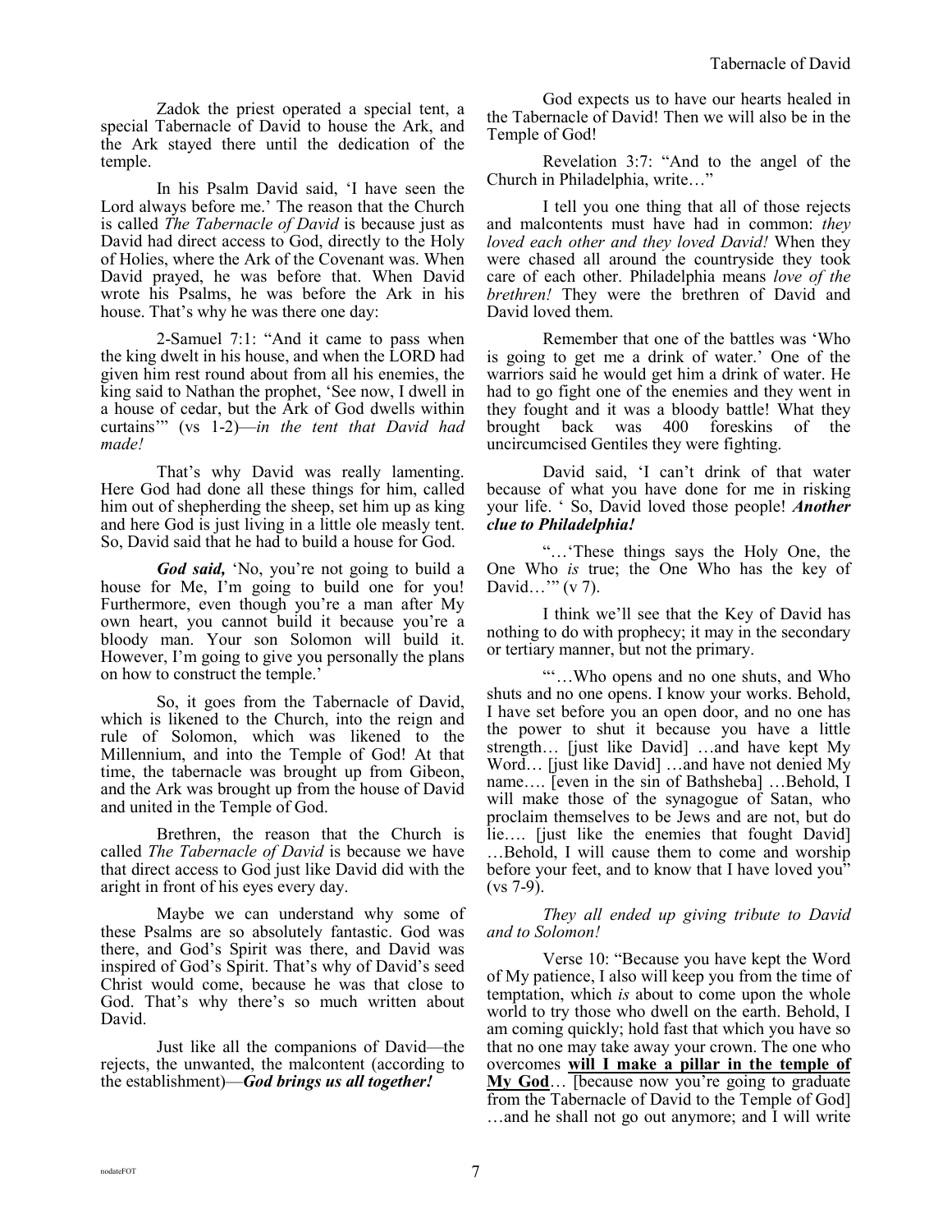Zadok the priest operated a special tent, a special Tabernacle of David to house the Ark, and the Ark stayed there until the dedication of the temple.

In his Psalm David said, 'I have seen the Lord always before me.' The reason that the Church is called *The Tabernacle of David* is because just as David had direct access to God, directly to the Holy of Holies, where the Ark of the Covenant was. When David prayed, he was before that. When David wrote his Psalms, he was before the Ark in his house. That's why he was there one day:

2-Samuel 7:1: "And it came to pass when the king dwelt in his house, and when the LORD had given him rest round about from all his enemies, the king said to Nathan the prophet, 'See now, I dwell in a house of cedar, but the Ark of God dwells within curtains'" (vs 1-2)—*in the tent that David had made!*

That's why David was really lamenting. Here God had done all these things for him, called him out of shepherding the sheep, set him up as king and here God is just living in a little ole measly tent. So, David said that he had to build a house for God.

***God said,*** 'No, you're not going to build a house for Me, I'm going to build one for you! Furthermore, even though you're a man after My own heart, you cannot build it because you're a bloody man. Your son Solomon will build it. However, I'm going to give you personally the plans on how to construct the temple.'

So, it goes from the Tabernacle of David, which is likened to the Church, into the reign and rule of Solomon, which was likened to the Millennium, and into the Temple of God! At that time, the tabernacle was brought up from Gibeon, and the Ark was brought up from the house of David and united in the Temple of God.

Brethren, the reason that the Church is called *The Tabernacle of David* is because we have that direct access to God just like David did with the aright in front of his eyes every day.

Maybe we can understand why some of these Psalms are so absolutely fantastic. God was there, and God's Spirit was there, and David was inspired of God's Spirit. That's why of David's seed Christ would come, because he was that close to God. That's why there's so much written about David.

Just like all the companions of David—the rejects, the unwanted, the malcontent (according to the establishment)—***God brings us all together!***

God expects us to have our hearts healed in the Tabernacle of David! Then we will also be in the Temple of God!

Revelation 3:7: "And to the angel of the Church in Philadelphia, write…"

I tell you one thing that all of those rejects and malcontents must have had in common: *they loved each other and they loved David!* When they were chased all around the countryside they took care of each other. Philadelphia means *love of the brethren!* They were the brethren of David and David loved them.

Remember that one of the battles was 'Who is going to get me a drink of water.' One of the warriors said he would get him a drink of water. He had to go fight one of the enemies and they went in they fought and it was a bloody battle! What they brought back was 400 foreskins of the uncircumcised Gentiles they were fighting.

David said, 'I can't drink of that water because of what you have done for me in risking your life. ' So, David loved those people! ***Another clue to Philadelphia!***

"…'These things says the Holy One, the One Who *is* true; the One Who has the key of David…'" (v 7).

I think we'll see that the Key of David has nothing to do with prophecy; it may in the secondary or tertiary manner, but not the primary.

"'…Who opens and no one shuts, and Who shuts and no one opens. I know your works. Behold, I have set before you an open door, and no one has the power to shut it because you have a little strength… [just like David] …and have kept My Word… [just like David] …and have not denied My name…. [even in the sin of Bathsheba] …Behold, I will make those of the synagogue of Satan, who proclaim themselves to be Jews and are not, but do lie…. [just like the enemies that fought David] …Behold, I will cause them to come and worship before your feet, and to know that I have loved you" (vs 7-9).

*They all ended up giving tribute to David and to Solomon!*

Verse 10: "Because you have kept the Word of My patience, I also will keep you from the time of temptation, which *is* about to come upon the whole world to try those who dwell on the earth. Behold, I am coming quickly; hold fast that which you have so that no one may take away your crown. The one who overcomes **will I make a pillar in the temple of My God**… [because now you're going to graduate from the Tabernacle of David to the Temple of God] …and he shall not go out anymore; and I will write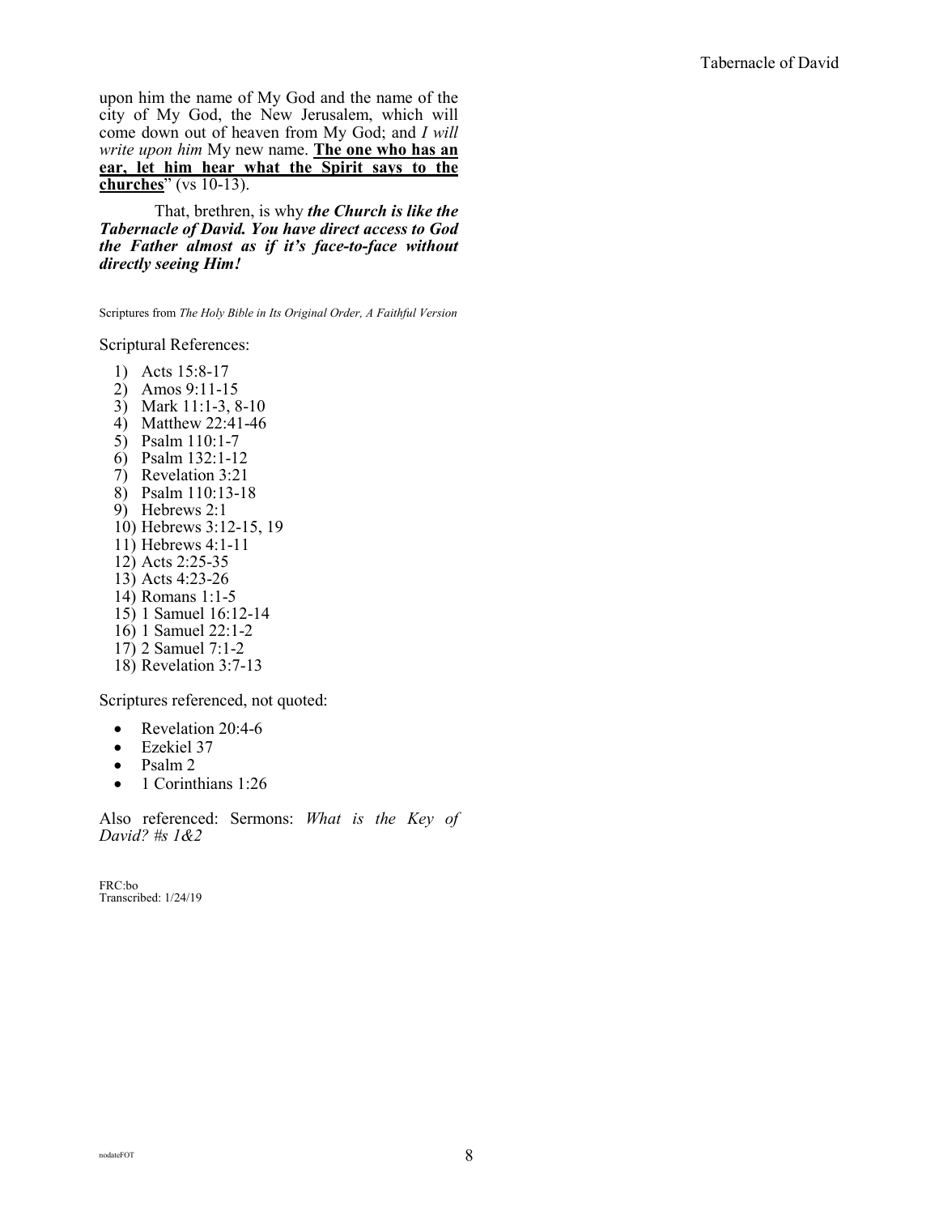upon him the name of My God and the name of the city of My God, the New Jerusalem, which will come down out of heaven from My God; and *I will write upon him* My new name. **The one who has an ear, let him hear what the Spirit says to the churches**" (vs 10-13).

That, brethren, is why ***the Church is like the Tabernacle of David. You have direct access to God the Father almost as if it's face-to-face without directly seeing Him!***

Scriptures from *The Holy Bible in Its Original Order, A Faithful Version*

Scriptural References:

1) Acts 15:8-17
2) Amos 9:11-15
3) Mark 11:1-3, 8-10
4) Matthew 22:41-46
5) Psalm 110:1-7
6) Psalm 132:1-12
7) Revelation 3:21
8) Psalm 110:13-18
9) Hebrews 2:1
10) Hebrews 3:12-15, 19
11) Hebrews 4:1-11
12) Acts 2:25-35
13) Acts 4:23-26
14) Romans 1:1-5
15) 1 Samuel 16:12-14
16) 1 Samuel 22:1-2
17) 2 Samuel 7:1-2
18) Revelation 3:7-13

Scriptures referenced, not quoted:

- Revelation 20:4-6
- Ezekiel 37
- Psalm 2
- 1 Corinthians 1:26

Also referenced: Sermons: *What is the Key of David? #s 1&2*

FRC:bo
Transcribed: 1/24/19